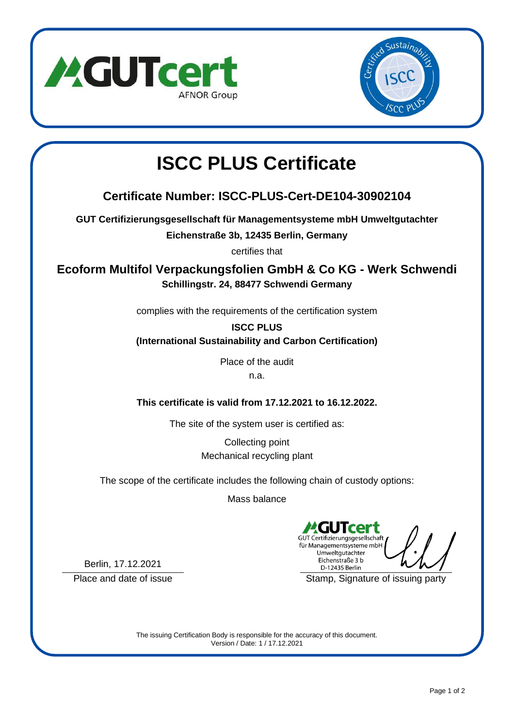# ISCC PLUS Certificate

## Certificate Number: ISCC-PLUS-Cert-DE104-30902104

**GUT Certifizierungsgesellschaft für Managementsysteme mbH Umweltgutachter**

**Eichenstraße 3b, 12435 Berlin, Germany**

certifies that

## Ecoform Multifol Verpackungsfolien GmbH & Co KG - Werk Schwendi

**Schillingstr. 24, 88477 Schwendi Germany**

complies with the requirements of the certification system

**ISCC PLUS**

**(International Sustainability and Carbon Certification)**

Place of the audit

n.a.

**This certificate is valid from 17.12.2021 to 16.12.2022.**

The site of the system user is certified as:

Collecting point

Mechanical recycling plant

The scope of the certificate includes the following chain of custody options:

Mass balance

Berlin, 17.12.2021

Place and date of issue

GUTcert
GUT Certifizierungsgesellschaft
für Managementsysteme mbH
Umweltgutachter
Eichenstraße 3 b
D-12435 Berlin

Stamp, Signature of issuing party

The issuing Certification Body is responsible for the accuracy of this document.
Version / Date: 1 / 17.12.2021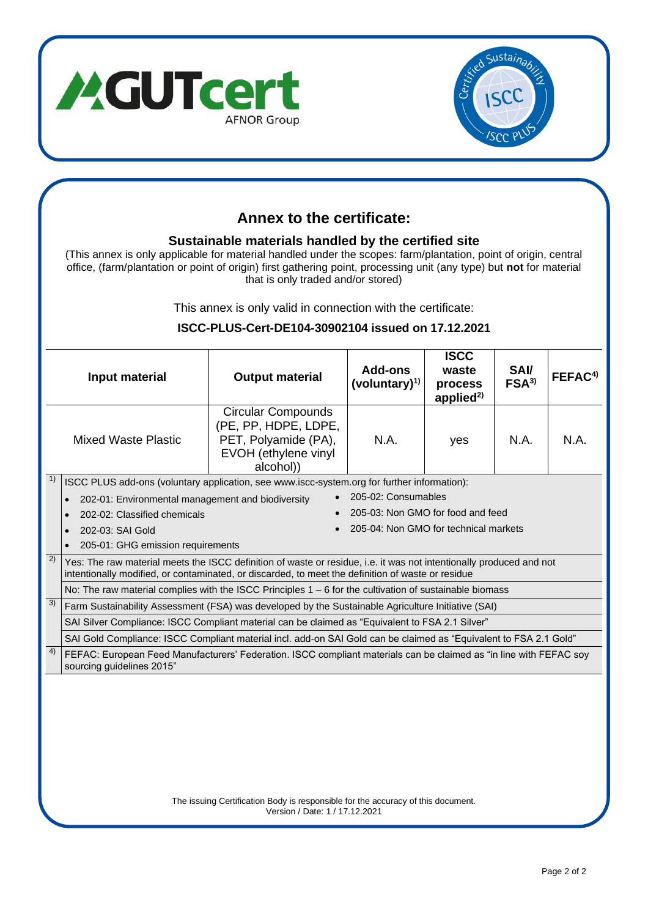# Annex to the certificate:

## Sustainable materials handled by the certified site

(This annex is only applicable for material handled under the scopes: farm/plantation, point of origin, central office, (farm/plantation or point of origin) first gathering point, processing unit (any type) but **not** for material that is only traded and/or stored)

This annex is only valid in connection with the certificate:

**ISCC-PLUS-Cert-DE104-30902104 issued on 17.12.2021**

| Input material | Output material | Add-ons (voluntary)[1] | ISCC waste process applied[2] | SAI/ FSA[3] | FEFAC[4] |
|---|---|---|---|---|---|
| Mixed Waste Plastic | Circular Compounds (PE, PP, HDPE, LDPE, PET, Polyamide (PA), EVOH (ethylene vinyl alcohol)) | N.A. | yes | N.A. | N.A. |

1) ISCC PLUS add-ons (voluntary application, see www.iscc-system.org for further information):

- 202-01: Environmental management and biodiversity
- 202-02: Classified chemicals
- 202-03: SAI Gold
- 205-01: GHG emission requirements
- 205-02: Consumables
- 205-03: Non GMO for food and feed
- 205-04: Non GMO for technical markets

2) Yes: The raw material meets the ISCC definition of waste or residue, i.e. it was not intentionally produced and not intentionally modified, or contaminated, or discarded, to meet the definition of waste or residue

No: The raw material complies with the ISCC Principles 1 – 6 for the cultivation of sustainable biomass

3) Farm Sustainability Assessment (FSA) was developed by the Sustainable Agriculture Initiative (SAI)

SAI Silver Compliance: ISCC Compliant material can be claimed as "Equivalent to FSA 2.1 Silver"

SAI Gold Compliance: ISCC Compliant material incl. add-on SAI Gold can be claimed as "Equivalent to FSA 2.1 Gold"

4) FEFAC: European Feed Manufacturers' Federation. ISCC compliant materials can be claimed as "in line with FEFAC soy sourcing guidelines 2015"

The issuing Certification Body is responsible for the accuracy of this document.
Version / Date: 1 / 17.12.2021